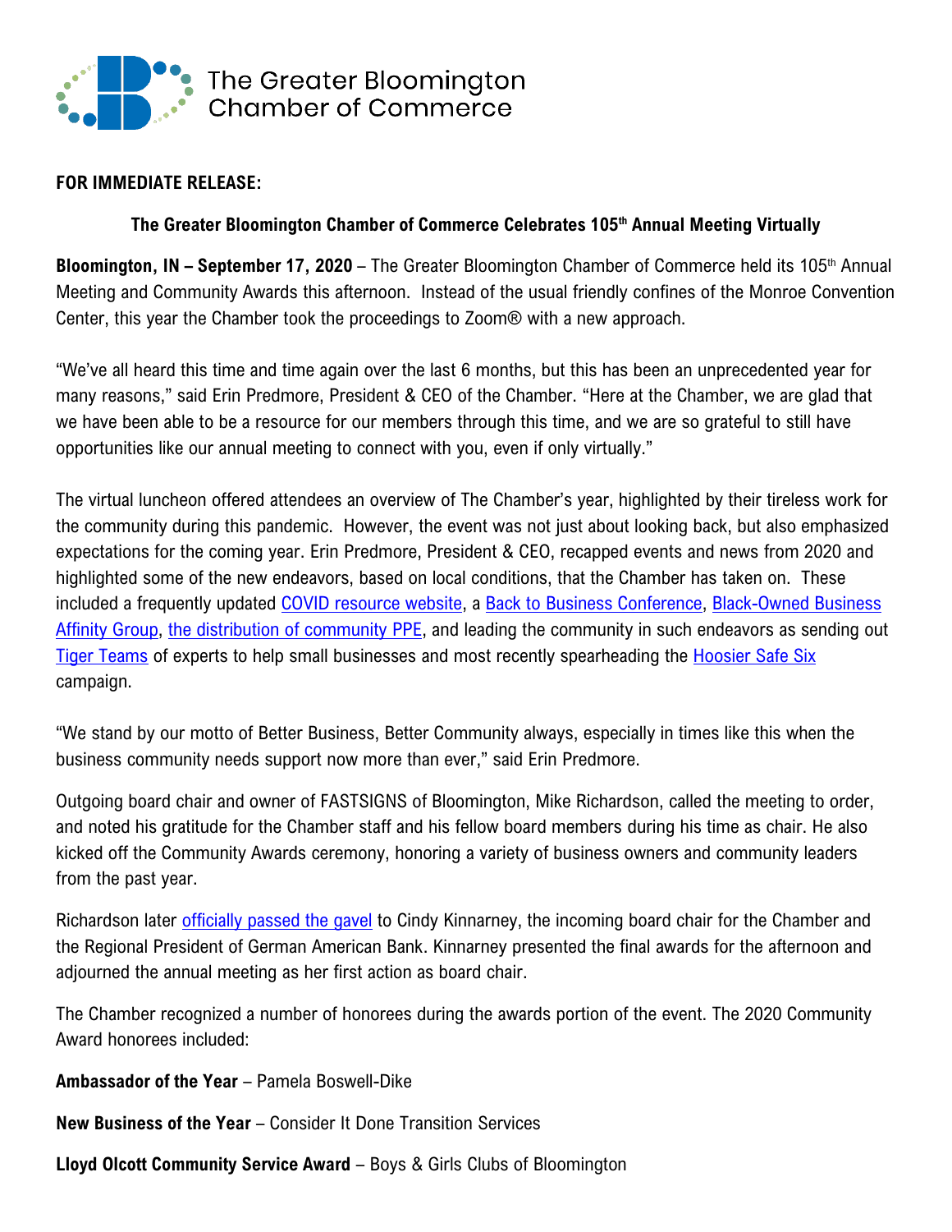The Greater Bloomington Chamber of Commerce

**FOR IMMEDIATE RELEASE:**

## The Greater Bloomington Chamber of Commerce Celebrates 105th Annual Meeting Virtually

**Bloomington, IN – September 17, 2020** – The Greater Bloomington Chamber of Commerce held its 105th Annual Meeting and Community Awards this afternoon. Instead of the usual friendly confines of the Monroe Convention Center, this year the Chamber took the proceedings to Zoom® with a new approach.

"We've all heard this time and time again over the last 6 months, but this has been an unprecedented year for many reasons," said Erin Predmore, President & CEO of the Chamber. "Here at the Chamber, we are glad that we have been able to be a resource for our members through this time, and we are so grateful to still have opportunities like our annual meeting to connect with you, even if only virtually."

The virtual luncheon offered attendees an overview of The Chamber's year, highlighted by their tireless work for the community during this pandemic. However, the event was not just about looking back, but also emphasized expectations for the coming year. Erin Predmore, President & CEO, recapped events and news from 2020 and highlighted some of the new endeavors, based on local conditions, that the Chamber has taken on. These included a frequently updated COVID resource website, a Back to Business Conference, Black-Owned Business Affinity Group, the distribution of community PPE, and leading the community in such endeavors as sending out Tiger Teams of experts to help small businesses and most recently spearheading the Hoosier Safe Six campaign.

"We stand by our motto of Better Business, Better Community always, especially in times like this when the business community needs support now more than ever," said Erin Predmore.

Outgoing board chair and owner of FASTSIGNS of Bloomington, Mike Richardson, called the meeting to order, and noted his gratitude for the Chamber staff and his fellow board members during his time as chair. He also kicked off the Community Awards ceremony, honoring a variety of business owners and community leaders from the past year.

Richardson later officially passed the gavel to Cindy Kinnarney, the incoming board chair for the Chamber and the Regional President of German American Bank. Kinnarney presented the final awards for the afternoon and adjourned the annual meeting as her first action as board chair.

The Chamber recognized a number of honorees during the awards portion of the event. The 2020 Community Award honorees included:

**Ambassador of the Year** – Pamela Boswell-Dike

**New Business of the Year** – Consider It Done Transition Services

**Lloyd Olcott Community Service Award** – Boys & Girls Clubs of Bloomington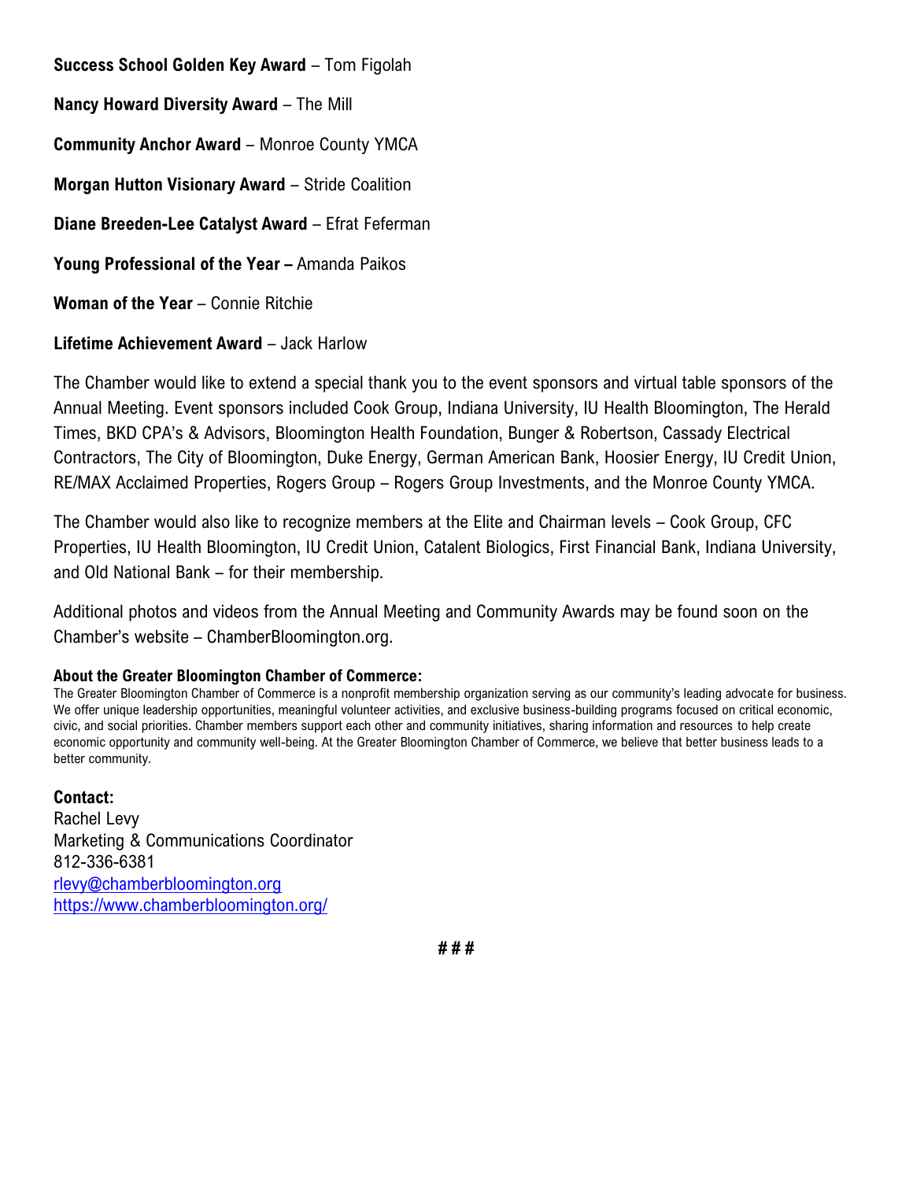**Success School Golden Key Award** – Tom Figolah

**Nancy Howard Diversity Award** – The Mill

**Community Anchor Award** – Monroe County YMCA

**Morgan Hutton Visionary Award** – Stride Coalition

**Diane Breeden-Lee Catalyst Award** – Efrat Feferman

**Young Professional of the Year –** Amanda Paikos

**Woman of the Year** – Connie Ritchie

**Lifetime Achievement Award** – Jack Harlow

The Chamber would like to extend a special thank you to the event sponsors and virtual table sponsors of the Annual Meeting. Event sponsors included Cook Group, Indiana University, IU Health Bloomington, The Herald Times, BKD CPA's & Advisors, Bloomington Health Foundation, Bunger & Robertson, Cassady Electrical Contractors, The City of Bloomington, Duke Energy, German American Bank, Hoosier Energy, IU Credit Union, RE/MAX Acclaimed Properties, Rogers Group – Rogers Group Investments, and the Monroe County YMCA.

The Chamber would also like to recognize members at the Elite and Chairman levels – Cook Group, CFC Properties, IU Health Bloomington, IU Credit Union, Catalent Biologics, First Financial Bank, Indiana University, and Old National Bank – for their membership.

Additional photos and videos from the Annual Meeting and Community Awards may be found soon on the Chamber's website – ChamberBloomington.org.

**About the Greater Bloomington Chamber of Commerce:**

The Greater Bloomington Chamber of Commerce is a nonprofit membership organization serving as our community's leading advocate for business. We offer unique leadership opportunities, meaningful volunteer activities, and exclusive business-building programs focused on critical economic, civic, and social priorities. Chamber members support each other and community initiatives, sharing information and resources to help create economic opportunity and community well-being. At the Greater Bloomington Chamber of Commerce, we believe that better business leads to a better community.

**Contact:**
Rachel Levy
Marketing & Communications Coordinator
812-336-6381
rlevy@chamberbloomington.org
https://www.chamberbloomington.org/

**# # #**